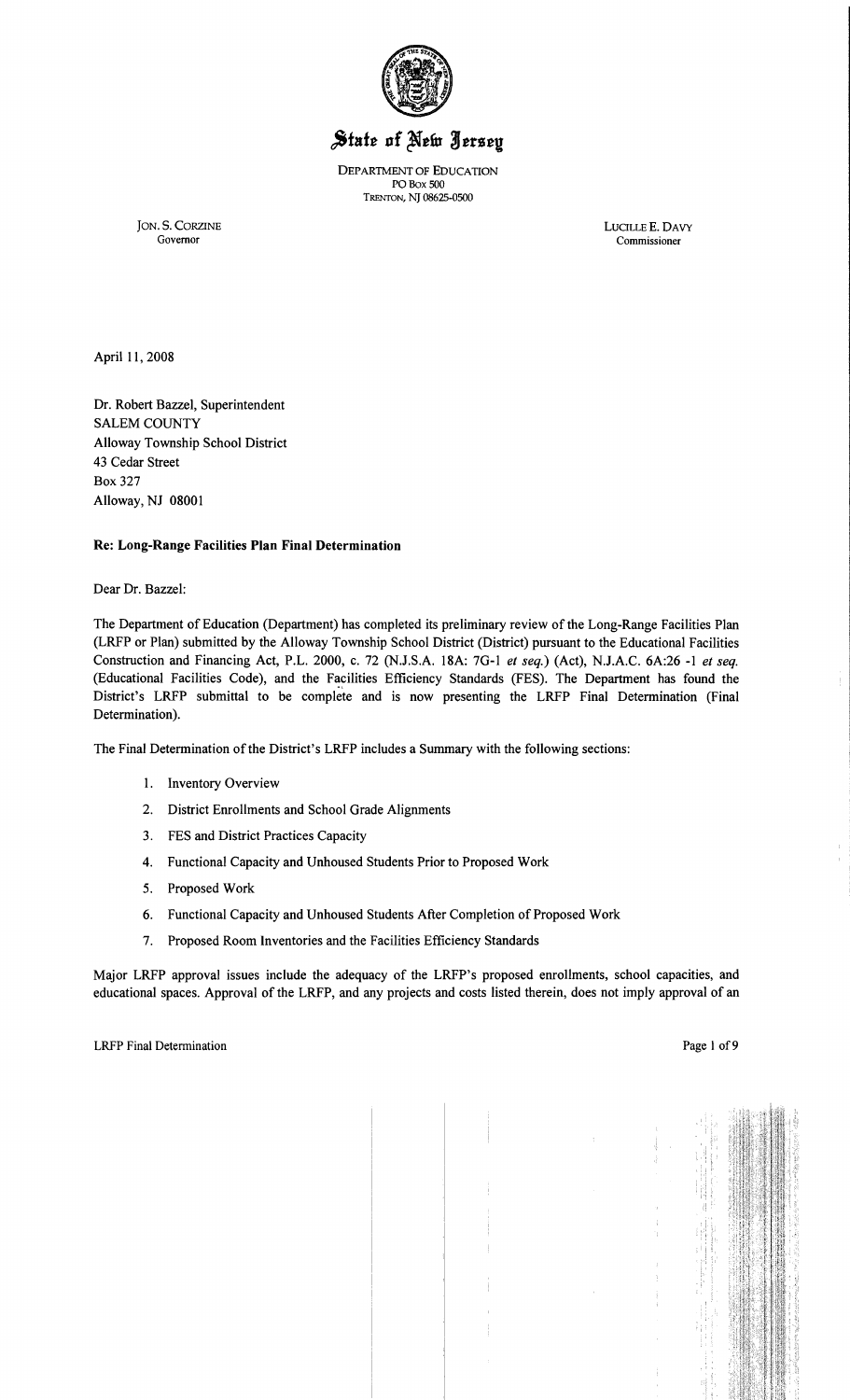# State of New Jersey

DEPARTMENT OF EDUCATION
PO Box 500
TRENTON, NJ 08625-0500

JON. S. CORZINE
Governor

LUCILLE E. DAVY
Commissioner

April 11, 2008

Dr. Robert Bazzel, Superintendent
SALEM COUNTY
Alloway Township School District
43 Cedar Street
Box 327
Alloway, NJ 08001

**Re: Long-Range Facilities Plan Final Determination**

Dear Dr. Bazzel:

The Department of Education (Department) has completed its preliminary review of the Long-Range Facilities Plan (LRFP or Plan) submitted by the Alloway Township School District (District) pursuant to the Educational Facilities Construction and Financing Act, P.L. 2000, c. 72 (N.J.S.A. 18A: 7G-1 *et seq.*) (Act), N.J.A.C. 6A:26 -1 *et seq.* (Educational Facilities Code), and the Facilities Efficiency Standards (FES). The Department has found the District's LRFP submittal to be complete and is now presenting the LRFP Final Determination (Final Determination).

The Final Determination of the District's LRFP includes a Summary with the following sections:

1. Inventory Overview
2. District Enrollments and School Grade Alignments
3. FES and District Practices Capacity
4. Functional Capacity and Unhoused Students Prior to Proposed Work
5. Proposed Work
6. Functional Capacity and Unhoused Students After Completion of Proposed Work
7. Proposed Room Inventories and the Facilities Efficiency Standards

Major LRFP approval issues include the adequacy of the LRFP's proposed enrollments, school capacities, and educational spaces. Approval of the LRFP, and any projects and costs listed therein, does not imply approval of an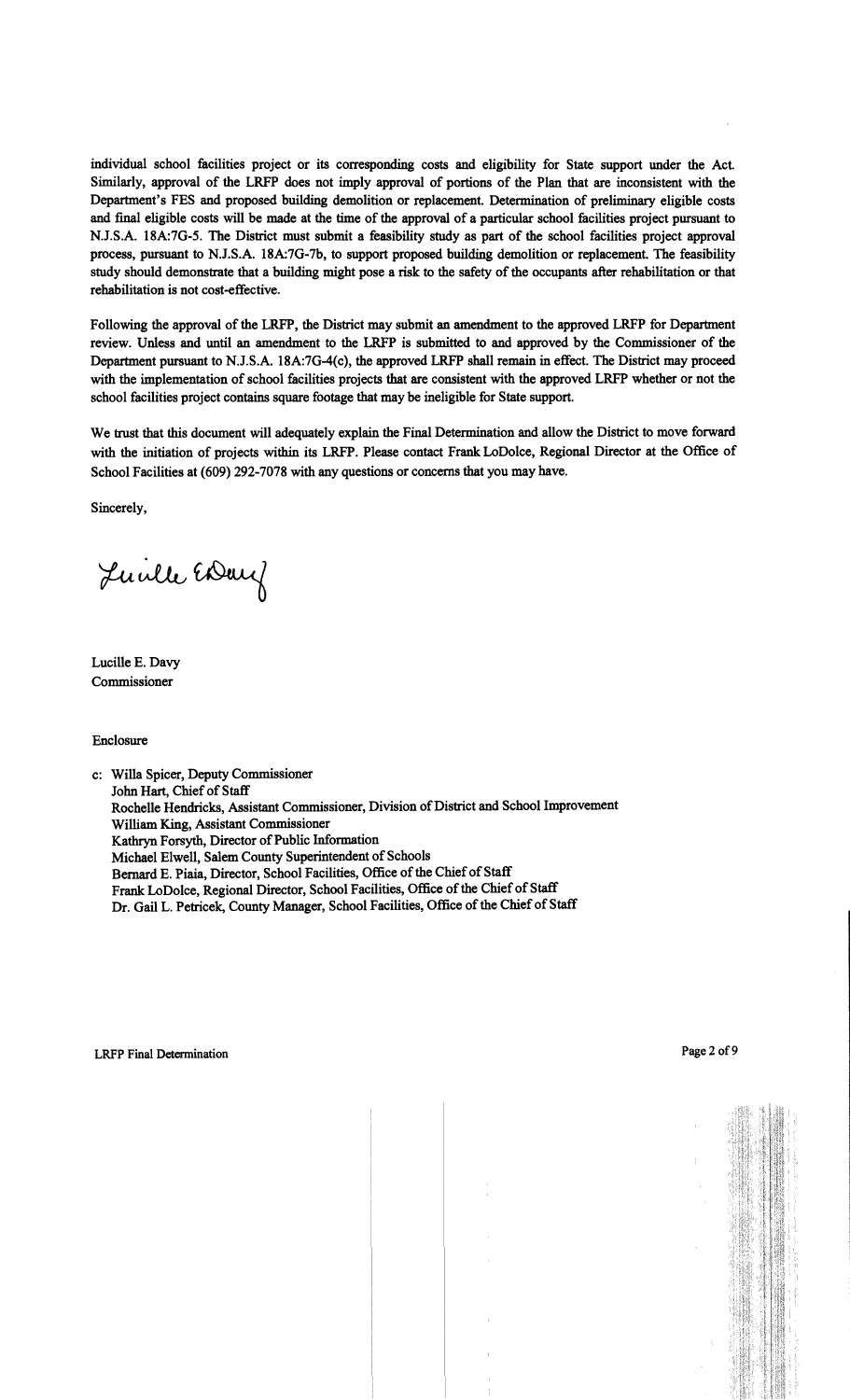individual school facilities project or its corresponding costs and eligibility for State support under the Act. Similarly, approval of the LRFP does not imply approval of portions of the Plan that are inconsistent with the Department's FES and proposed building demolition or replacement. Determination of preliminary eligible costs and final eligible costs will be made at the time of the approval of a particular school facilities project pursuant to N.J.S.A. 18A:7G-5. The District must submit a feasibility study as part of the school facilities project approval process, pursuant to N.J.S.A. 18A:7G-7b, to support proposed building demolition or replacement. The feasibility study should demonstrate that a building might pose a risk to the safety of the occupants after rehabilitation or that rehabilitation is not cost-effective.

Following the approval of the LRFP, the District may submit an amendment to the approved LRFP for Department review. Unless and until an amendment to the LRFP is submitted to and approved by the Commissioner of the Department pursuant to N.J.S.A. 18A:7G-4(c), the approved LRFP shall remain in effect. The District may proceed with the implementation of school facilities projects that are consistent with the approved LRFP whether or not the school facilities project contains square footage that may be ineligible for State support.

We trust that this document will adequately explain the Final Determination and allow the District to move forward with the initiation of projects within its LRFP. Please contact Frank LoDolce, Regional Director at the Office of School Facilities at (609) 292-7078 with any questions or concerns that you may have.

Sincerely,

Lucille E. Davy
Commissioner

Enclosure

c: Willa Spicer, Deputy Commissioner
John Hart, Chief of Staff
Rochelle Hendricks, Assistant Commissioner, Division of District and School Improvement
William King, Assistant Commissioner
Kathryn Forsyth, Director of Public Information
Michael Elwell, Salem County Superintendent of Schools
Bernard E. Piaia, Director, School Facilities, Office of the Chief of Staff
Frank LoDolce, Regional Director, School Facilities, Office of the Chief of Staff
Dr. Gail L. Petricek, County Manager, School Facilities, Office of the Chief of Staff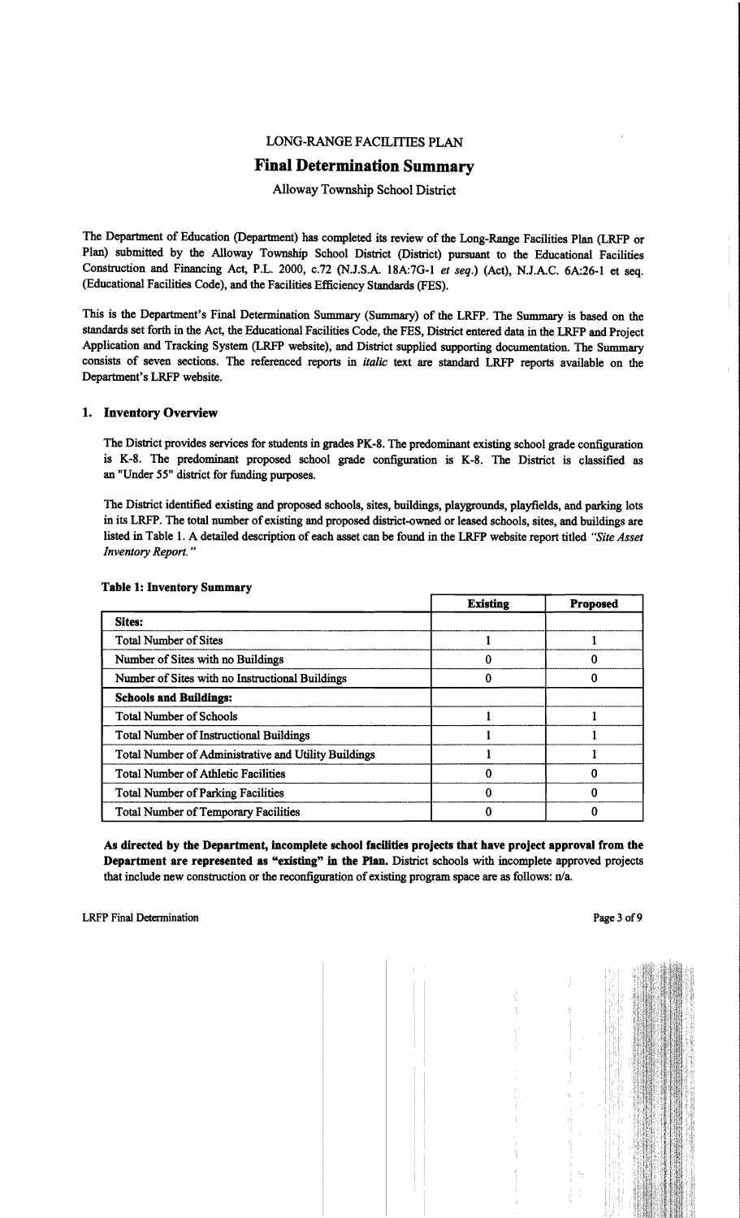# LONG-RANGE FACILITIES PLAN

## Final Determination Summary

Alloway Township School District

The Department of Education (Department) has completed its review of the Long-Range Facilities Plan (LRFP or Plan) submitted by the Alloway Township School District (District) pursuant to the Educational Facilities Construction and Financing Act, P.L. 2000, c.72 (N.J.S.A. 18A:7G-1 *et seq.*) (Act), N.J.A.C. 6A:26-1 et seq. (Educational Facilities Code), and the Facilities Efficiency Standards (FES).

This is the Department's Final Determination Summary (Summary) of the LRFP. The Summary is based on the standards set forth in the Act, the Educational Facilities Code, the FES, District entered data in the LRFP and Project Application and Tracking System (LRFP website), and District supplied supporting documentation. The Summary consists of seven sections. The referenced reports in *italic* text are standard LRFP reports available on the Department's LRFP website.

### 1. Inventory Overview

The District provides services for students in grades PK-8. The predominant existing school grade configuration is K-8. The predominant proposed school grade configuration is K-8. The District is classified as an "Under 55" district for funding purposes.

The District identified existing and proposed schools, sites, buildings, playgrounds, playfields, and parking lots in its LRFP. The total number of existing and proposed district-owned or leased schools, sites, and buildings are listed in Table 1. A detailed description of each asset can be found in the LRFP website report titled *"Site Asset Inventory Report."*

**Table 1: Inventory Summary**

| | Existing | Proposed |
|---|---|---|
| **Sites:** | | |
| Total Number of Sites | 1 | 1 |
| Number of Sites with no Buildings | 0 | 0 |
| Number of Sites with no Instructional Buildings | 0 | 0 |
| **Schools and Buildings:** | | |
| Total Number of Schools | 1 | 1 |
| Total Number of Instructional Buildings | 1 | 1 |
| Total Number of Administrative and Utility Buildings | 1 | 1 |
| Total Number of Athletic Facilities | 0 | 0 |
| Total Number of Parking Facilities | 0 | 0 |
| Total Number of Temporary Facilities | 0 | 0 |

**As directed by the Department, incomplete school facilities projects that have project approval from the Department are represented as "existing" in the Plan.** District schools with incomplete approved projects that include new construction or the reconfiguration of existing program space are as follows: n/a.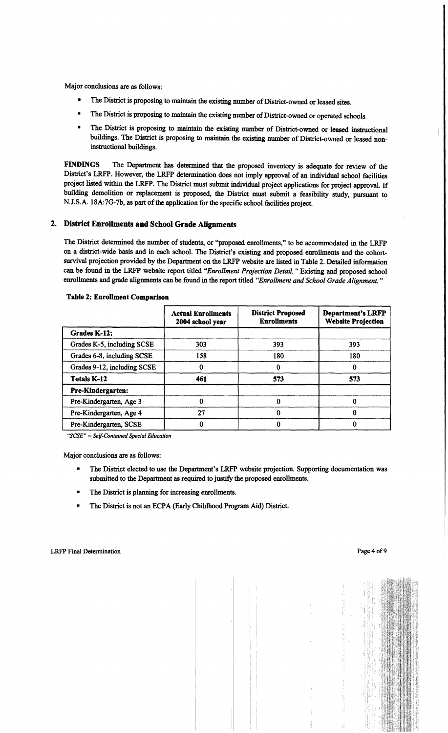Major conclusions are as follows:

- The District is proposing to maintain the existing number of District-owned or leased sites.
- The District is proposing to maintain the existing number of District-owned or operated schools.
- The District is proposing to maintain the existing number of District-owned or leased instructional buildings. The District is proposing to maintain the existing number of District-owned or leased non-instructional buildings.

**FINDINGS** The Department has determined that the proposed inventory is adequate for review of the District's LRFP. However, the LRFP determination does not imply approval of an individual school facilities project listed within the LRFP. The District must submit individual project applications for project approval. If building demolition or replacement is proposed, the District must submit a feasibility study, pursuant to N.J.S.A. 18A:7G-7b, as part of the application for the specific school facilities project.

## 2. District Enrollments and School Grade Alignments

The District determined the number of students, or "proposed enrollments," to be accommodated in the LRFP on a district-wide basis and in each school. The District's existing and proposed enrollments and the cohort-survival projection provided by the Department on the LRFP website are listed in Table 2. Detailed information can be found in the LRFP website report titled *"Enrollment Projection Detail."* Existing and proposed school enrollments and grade alignments can be found in the report titled *"Enrollment and School Grade Alignment."*

**Table 2: Enrollment Comparison**

| | Actual Enrollments 2004 school year | District Proposed Enrollments | Department's LRFP Website Projection |
|---|---|---|---|
| **Grades K-12:** | | | |
| Grades K-5, including SCSE | 303 | 393 | 393 |
| Grades 6-8, including SCSE | 158 | 180 | 180 |
| Grades 9-12, including SCSE | 0 | 0 | 0 |
| **Totals K-12** | **461** | **573** | **573** |
| **Pre-Kindergarten:** | | | |
| Pre-Kindergarten, Age 3 | 0 | 0 | 0 |
| Pre-Kindergarten, Age 4 | 27 | 0 | 0 |
| Pre-Kindergarten, SCSE | 0 | 0 | 0 |

*"SCSE" = Self-Contained Special Education*

Major conclusions are as follows:

- The District elected to use the Department's LRFP website projection. Supporting documentation was submitted to the Department as required to justify the proposed enrollments.
- The District is planning for increasing enrollments.
- The District is not an ECPA (Early Childhood Program Aid) District.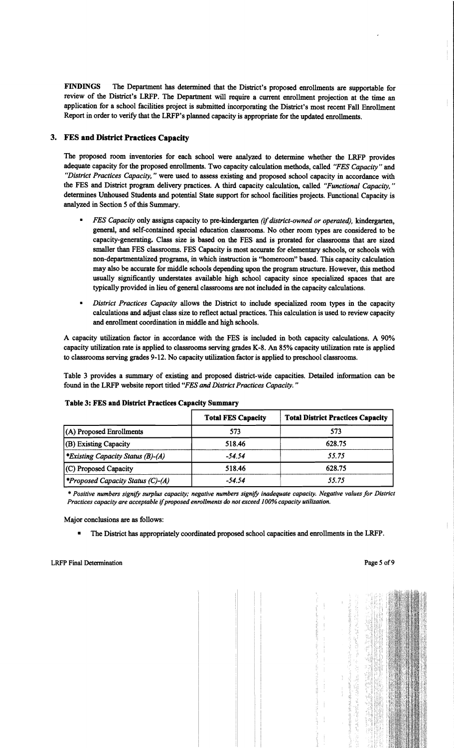**FINDINGS** The Department has determined that the District's proposed enrollments are supportable for review of the District's LRFP. The Department will require a current enrollment projection at the time an application for a school facilities project is submitted incorporating the District's most recent Fall Enrollment Report in order to verify that the LRFP's planned capacity is appropriate for the updated enrollments.

## 3. FES and District Practices Capacity

The proposed room inventories for each school were analyzed to determine whether the LRFP provides adequate capacity for the proposed enrollments. Two capacity calculation methods, called *"FES Capacity"* and *"District Practices Capacity,"* were used to assess existing and proposed school capacity in accordance with the FES and District program delivery practices. A third capacity calculation, called *"Functional Capacity,"* determines Unhoused Students and potential State support for school facilities projects. Functional Capacity is analyzed in Section 5 of this Summary.

- *FES Capacity* only assigns capacity to pre-kindergarten *(if district-owned or operated)*, kindergarten, general, and self-contained special education classrooms. No other room types are considered to be capacity-generating. Class size is based on the FES and is prorated for classrooms that are sized smaller than FES classrooms. FES Capacity is most accurate for elementary schools, or schools with non-departmentalized programs, in which instruction is "homeroom" based. This capacity calculation may also be accurate for middle schools depending upon the program structure. However, this method usually significantly understates available high school capacity since specialized spaces that are typically provided in lieu of general classrooms are not included in the capacity calculations.
- *District Practices Capacity* allows the District to include specialized room types in the capacity calculations and adjust class size to reflect actual practices. This calculation is used to review capacity and enrollment coordination in middle and high schools.

A capacity utilization factor in accordance with the FES is included in both capacity calculations. A 90% capacity utilization rate is applied to classrooms serving grades K-8. An 85% capacity utilization rate is applied to classrooms serving grades 9-12. No capacity utilization factor is applied to preschool classrooms.

Table 3 provides a summary of existing and proposed district-wide capacities. Detailed information can be found in the LRFP website report titled *"FES and District Practices Capacity."*

**Table 3: FES and District Practices Capacity Summary**

| | Total FES Capacity | Total District Practices Capacity |
|---|---|---|
| (A) Proposed Enrollments | 573 | 573 |
| (B) Existing Capacity | 518.46 | 628.75 |
| **Existing Capacity Status (B)-(A)* | *-54.54* | *55.75* |
| (C) Proposed Capacity | 518.46 | 628.75 |
| **Proposed Capacity Status (C)-(A)* | *-54.54* | *55.75* |

*\* Positive numbers signify surplus capacity; negative numbers signify inadequate capacity. Negative values for District Practices capacity are acceptable if proposed enrollments do not exceed 100% capacity utilization.*

Major conclusions are as follows:

- The District has appropriately coordinated proposed school capacities and enrollments in the LRFP.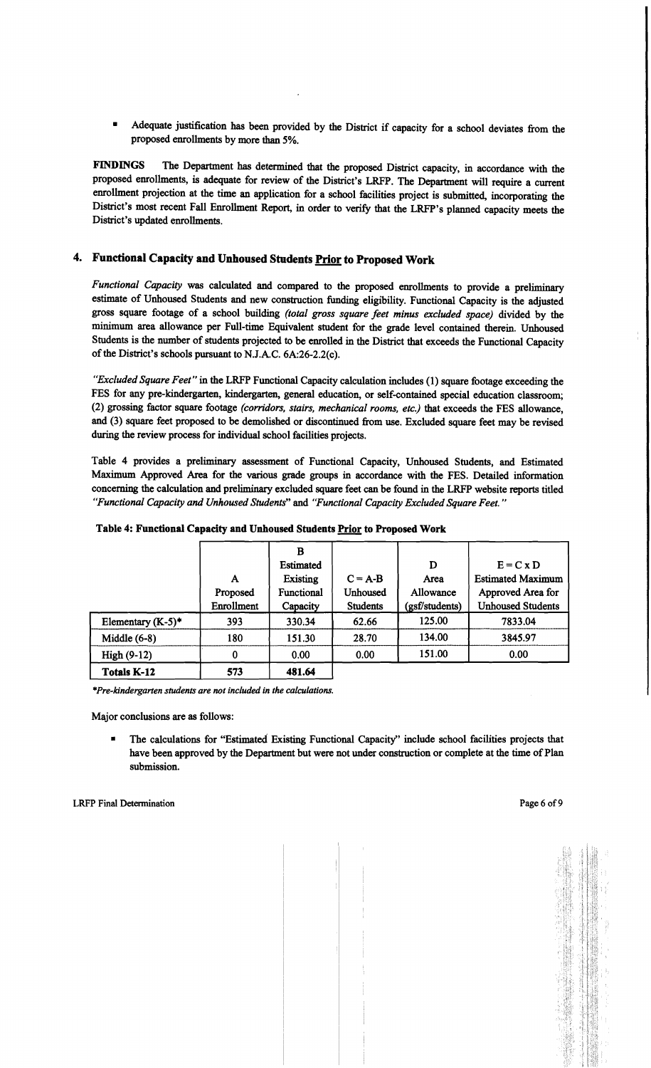- Adequate justification has been provided by the District if capacity for a school deviates from the proposed enrollments by more than 5%.

**FINDINGS** The Department has determined that the proposed District capacity, in accordance with the proposed enrollments, is adequate for review of the District's LRFP. The Department will require a current enrollment projection at the time an application for a school facilities project is submitted, incorporating the District's most recent Fall Enrollment Report, in order to verify that the LRFP's planned capacity meets the District's updated enrollments.

## 4. Functional Capacity and Unhoused Students Prior to Proposed Work

*Functional Capacity* was calculated and compared to the proposed enrollments to provide a preliminary estimate of Unhoused Students and new construction funding eligibility. Functional Capacity is the adjusted gross square footage of a school building *(total gross square feet minus excluded space)* divided by the minimum area allowance per Full-time Equivalent student for the grade level contained therein. Unhoused Students is the number of students projected to be enrolled in the District that exceeds the Functional Capacity of the District's schools pursuant to N.J.A.C. 6A:26-2.2(c).

*"Excluded Square Feet"* in the LRFP Functional Capacity calculation includes (1) square footage exceeding the FES for any pre-kindergarten, kindergarten, general education, or self-contained special education classroom; (2) grossing factor square footage *(corridors, stairs, mechanical rooms, etc.)* that exceeds the FES allowance, and (3) square feet proposed to be demolished or discontinued from use. Excluded square feet may be revised during the review process for individual school facilities projects.

Table 4 provides a preliminary assessment of Functional Capacity, Unhoused Students, and Estimated Maximum Approved Area for the various grade groups in accordance with the FES. Detailed information concerning the calculation and preliminary excluded square feet can be found in the LRFP website reports titled *"Functional Capacity and Unhoused Students"* and *"Functional Capacity Excluded Square Feet."*

**Table 4: Functional Capacity and Unhoused Students Prior to Proposed Work**

| | A<br>Proposed Enrollment | B<br>Estimated Existing Functional Capacity | C = A-B<br>Unhoused Students | D<br>Area Allowance (gsf/students) | E = C x D<br>Estimated Maximum Approved Area for Unhoused Students |
|---|---|---|---|---|---|
| Elementary (K-5)* | 393 | 330.34 | 62.66 | 125.00 | 7833.04 |
| Middle (6-8) | 180 | 151.30 | 28.70 | 134.00 | 3845.97 |
| High (9-12) | 0 | 0.00 | 0.00 | 151.00 | 0.00 |
| **Totals K-12** | **573** | **481.64** | | | |

*\*Pre-kindergarten students are not included in the calculations.*

Major conclusions are as follows:

- The calculations for "Estimated Existing Functional Capacity" include school facilities projects that have been approved by the Department but were not under construction or complete at the time of Plan submission.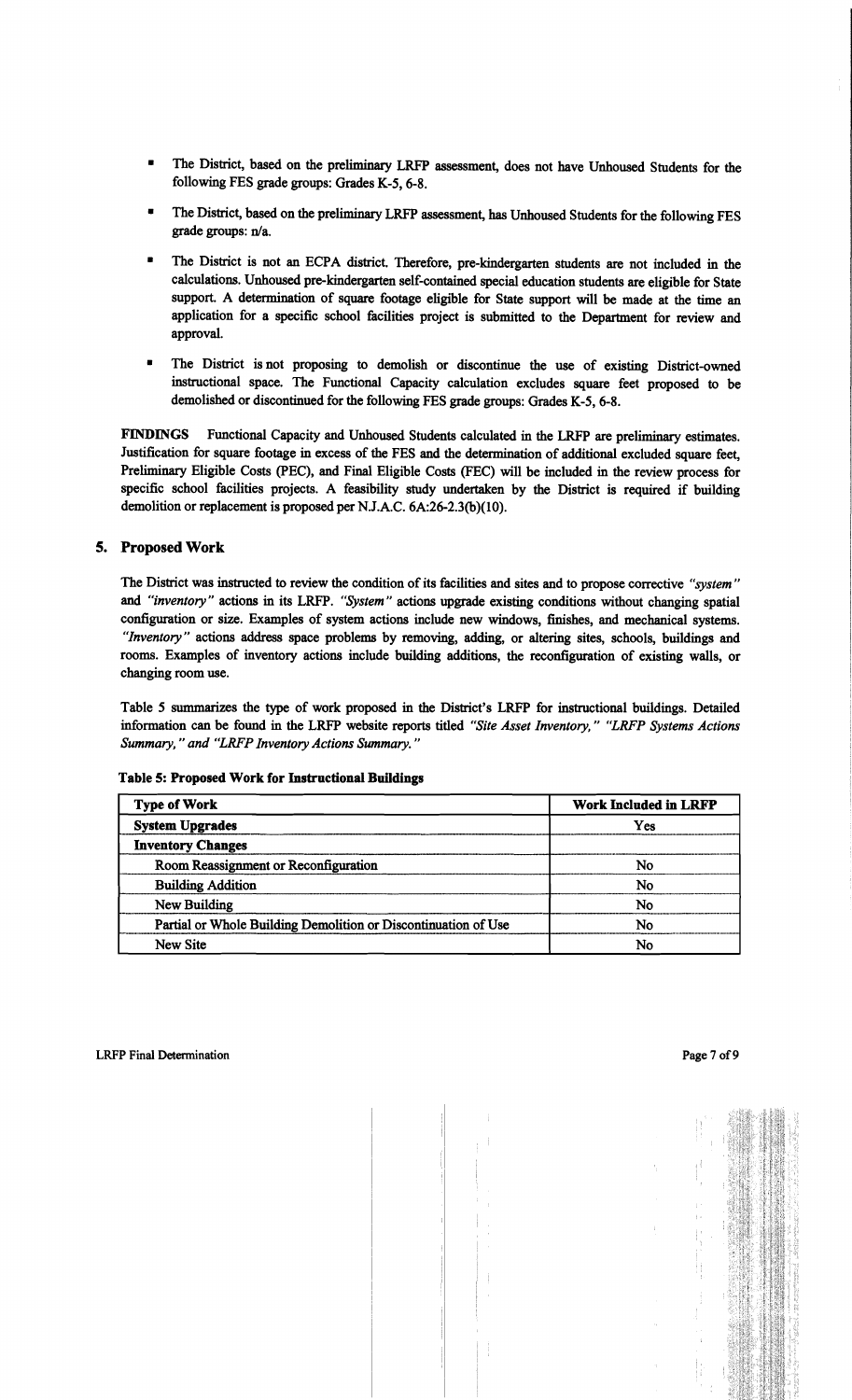- The District, based on the preliminary LRFP assessment, does not have Unhoused Students for the following FES grade groups: Grades K-5, 6-8.
- The District, based on the preliminary LRFP assessment, has Unhoused Students for the following FES grade groups: n/a.
- The District is not an ECPA district. Therefore, pre-kindergarten students are not included in the calculations. Unhoused pre-kindergarten self-contained special education students are eligible for State support. A determination of square footage eligible for State support will be made at the time an application for a specific school facilities project is submitted to the Department for review and approval.
- The District is not proposing to demolish or discontinue the use of existing District-owned instructional space. The Functional Capacity calculation excludes square feet proposed to be demolished or discontinued for the following FES grade groups: Grades K-5, 6-8.

**FINDINGS** Functional Capacity and Unhoused Students calculated in the LRFP are preliminary estimates. Justification for square footage in excess of the FES and the determination of additional excluded square feet, Preliminary Eligible Costs (PEC), and Final Eligible Costs (FEC) will be included in the review process for specific school facilities projects. A feasibility study undertaken by the District is required if building demolition or replacement is proposed per N.J.A.C. 6A:26-2.3(b)(10).

## 5. Proposed Work

The District was instructed to review the condition of its facilities and sites and to propose corrective *"system"* and *"inventory"* actions in its LRFP. *"System"* actions upgrade existing conditions without changing spatial configuration or size. Examples of system actions include new windows, finishes, and mechanical systems. *"Inventory"* actions address space problems by removing, adding, or altering sites, schools, buildings and rooms. Examples of inventory actions include building additions, the reconfiguration of existing walls, or changing room use.

Table 5 summarizes the type of work proposed in the District's LRFP for instructional buildings. Detailed information can be found in the LRFP website reports titled *"Site Asset Inventory," "LRFP Systems Actions Summary," and "LRFP Inventory Actions Summary."*

**Table 5: Proposed Work for Instructional Buildings**

| Type of Work | Work Included in LRFP |
|---|---|
| **System Upgrades** | Yes |
| **Inventory Changes** | |
| Room Reassignment or Reconfiguration | No |
| Building Addition | No |
| New Building | No |
| Partial or Whole Building Demolition or Discontinuation of Use | No |
| New Site | No |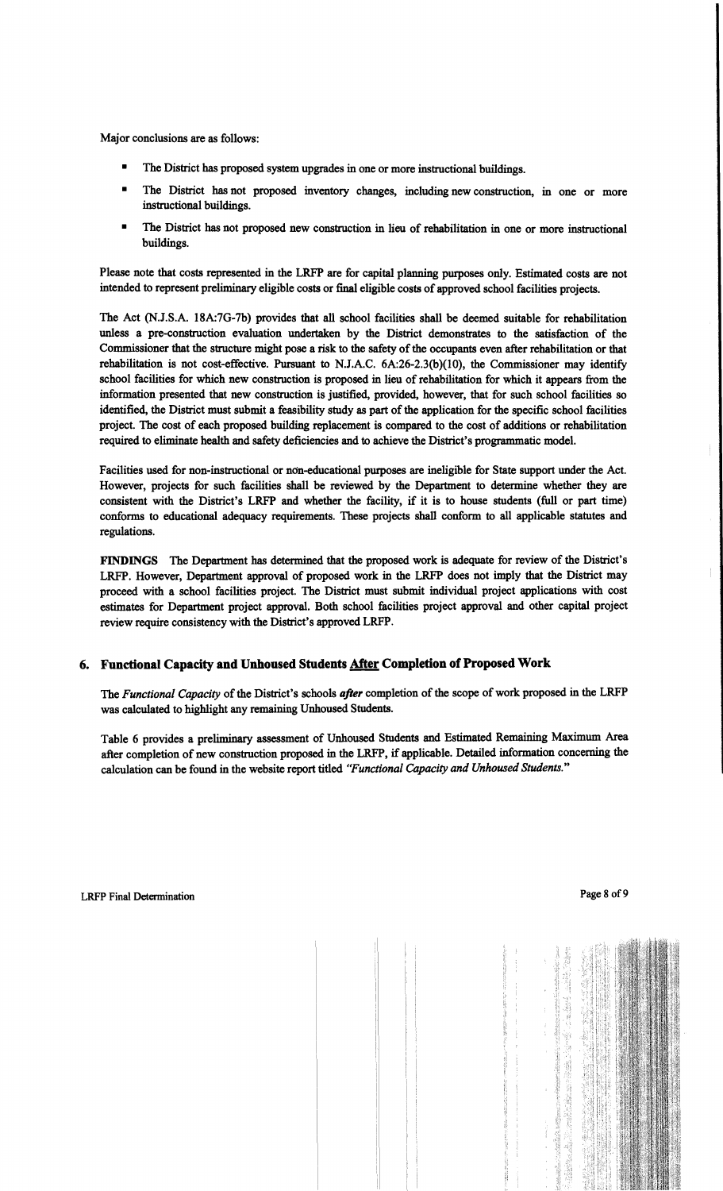Major conclusions are as follows:

- The District has proposed system upgrades in one or more instructional buildings.
- The District has not proposed inventory changes, including new construction, in one or more instructional buildings.
- The District has not proposed new construction in lieu of rehabilitation in one or more instructional buildings.

Please note that costs represented in the LRFP are for capital planning purposes only. Estimated costs are not intended to represent preliminary eligible costs or final eligible costs of approved school facilities projects.

The Act (N.J.S.A. 18A:7G-7b) provides that all school facilities shall be deemed suitable for rehabilitation unless a pre-construction evaluation undertaken by the District demonstrates to the satisfaction of the Commissioner that the structure might pose a risk to the safety of the occupants even after rehabilitation or that rehabilitation is not cost-effective. Pursuant to N.J.A.C. 6A:26-2.3(b)(10), the Commissioner may identify school facilities for which new construction is proposed in lieu of rehabilitation for which it appears from the information presented that new construction is justified, provided, however, that for such school facilities so identified, the District must submit a feasibility study as part of the application for the specific school facilities project. The cost of each proposed building replacement is compared to the cost of additions or rehabilitation required to eliminate health and safety deficiencies and to achieve the District's programmatic model.

Facilities used for non-instructional or non-educational purposes are ineligible for State support under the Act. However, projects for such facilities shall be reviewed by the Department to determine whether they are consistent with the District's LRFP and whether the facility, if it is to house students (full or part time) conforms to educational adequacy requirements. These projects shall conform to all applicable statutes and regulations.

**FINDINGS** The Department has determined that the proposed work is adequate for review of the District's LRFP. However, Department approval of proposed work in the LRFP does not imply that the District may proceed with a school facilities project. The District must submit individual project applications with cost estimates for Department project approval. Both school facilities project approval and other capital project review require consistency with the District's approved LRFP.

## 6. Functional Capacity and Unhoused Students <u>After</u> Completion of Proposed Work

The *Functional Capacity* of the District's schools ***after*** completion of the scope of work proposed in the LRFP was calculated to highlight any remaining Unhoused Students.

Table 6 provides a preliminary assessment of Unhoused Students and Estimated Remaining Maximum Area after completion of new construction proposed in the LRFP, if applicable. Detailed information concerning the calculation can be found in the website report titled *"Functional Capacity and Unhoused Students."*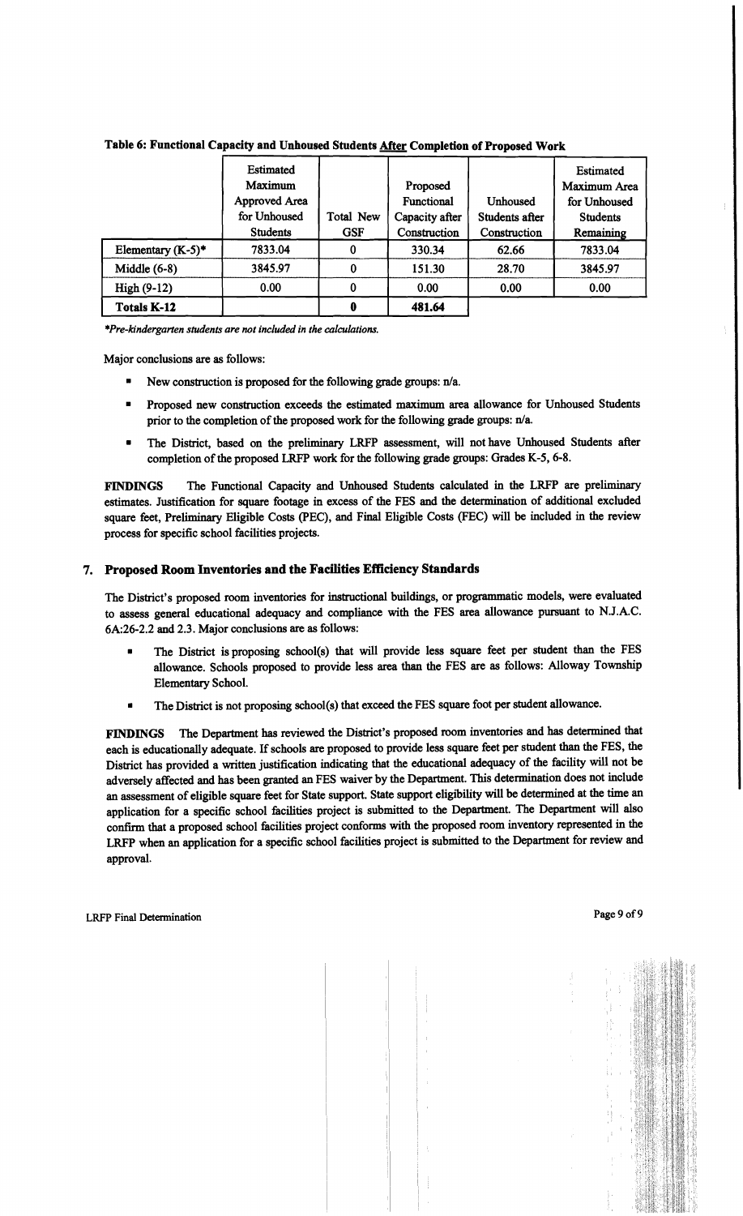**Table 6: Functional Capacity and Unhoused Students After Completion of Proposed Work**

| | Estimated Maximum Approved Area for Unhoused Students | Total New GSF | Proposed Functional Capacity after Construction | Unhoused Students after Construction | Estimated Maximum Area for Unhoused Students Remaining |
|---|---|---|---|---|---|
| Elementary (K-5)* | 7833.04 | 0 | 330.34 | 62.66 | 7833.04 |
| Middle (6-8) | 3845.97 | 0 | 151.30 | 28.70 | 3845.97 |
| High (9-12) | 0.00 | 0 | 0.00 | 0.00 | 0.00 |
| **Totals K-12** | | **0** | **481.64** | | |

*\*Pre-kindergarten students are not included in the calculations.*

Major conclusions are as follows:

- New construction is proposed for the following grade groups: n/a.
- Proposed new construction exceeds the estimated maximum area allowance for Unhoused Students prior to the completion of the proposed work for the following grade groups: n/a.
- The District, based on the preliminary LRFP assessment, will not have Unhoused Students after completion of the proposed LRFP work for the following grade groups: Grades K-5, 6-8.

**FINDINGS** The Functional Capacity and Unhoused Students calculated in the LRFP are preliminary estimates. Justification for square footage in excess of the FES and the determination of additional excluded square feet, Preliminary Eligible Costs (PEC), and Final Eligible Costs (FEC) will be included in the review process for specific school facilities projects.

## 7. Proposed Room Inventories and the Facilities Efficiency Standards

The District's proposed room inventories for instructional buildings, or programmatic models, were evaluated to assess general educational adequacy and compliance with the FES area allowance pursuant to N.J.A.C. 6A:26-2.2 and 2.3. Major conclusions are as follows:

- The District is proposing school(s) that will provide less square feet per student than the FES allowance. Schools proposed to provide less area than the FES are as follows: Alloway Township Elementary School.
- The District is not proposing school(s) that exceed the FES square foot per student allowance.

**FINDINGS** The Department has reviewed the District's proposed room inventories and has determined that each is educationally adequate. If schools are proposed to provide less square feet per student than the FES, the District has provided a written justification indicating that the educational adequacy of the facility will not be adversely affected and has been granted an FES waiver by the Department. This determination does not include an assessment of eligible square feet for State support. State support eligibility will be determined at the time an application for a specific school facilities project is submitted to the Department. The Department will also confirm that a proposed school facilities project conforms with the proposed room inventory represented in the LRFP when an application for a specific school facilities project is submitted to the Department for review and approval.